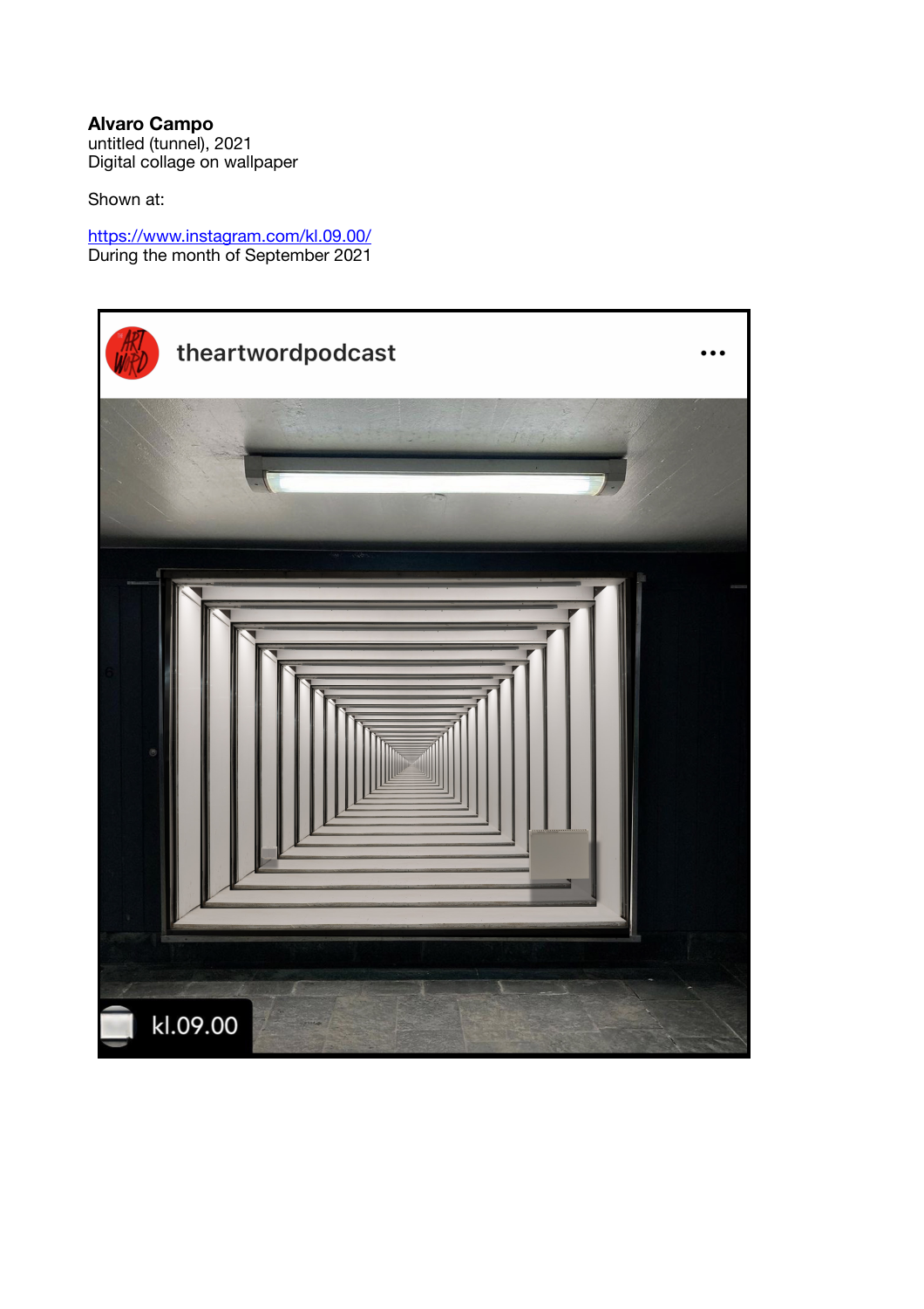**Alvaro Campo**
untitled (tunnel), 2021
Digital collage on wallpaper

Shown at:

[https://www.instagram.com/kl.09.00/](https://www.instagram.com/kl.09.00/)
During the month of September 2021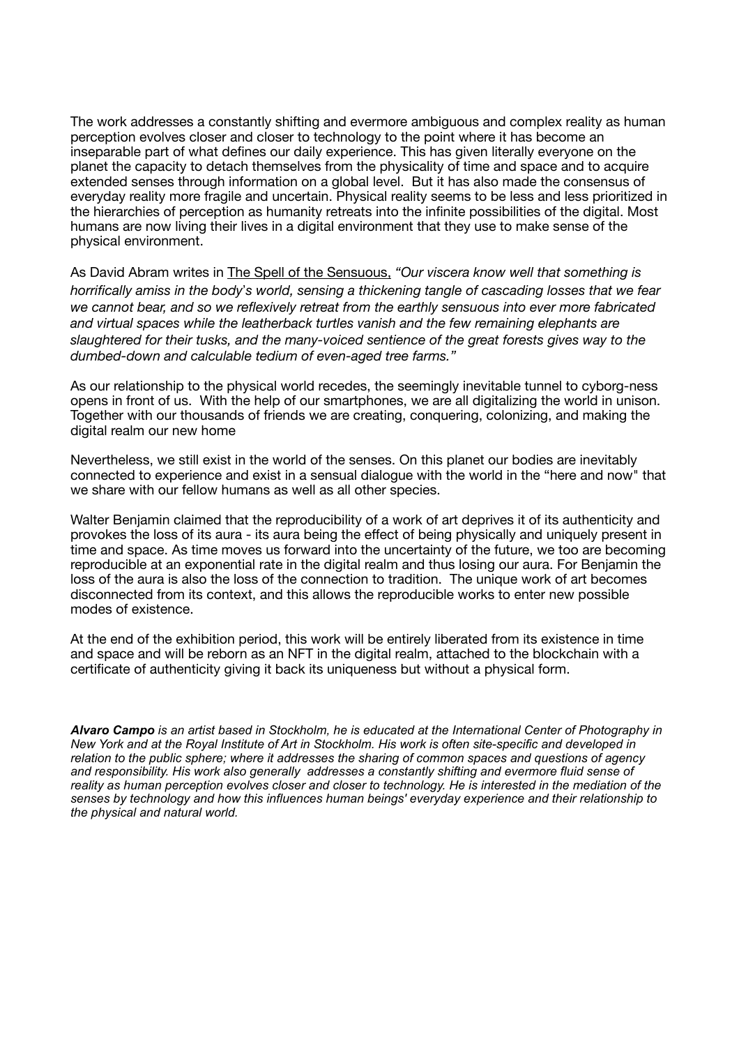The work addresses a constantly shifting and evermore ambiguous and complex reality as human perception evolves closer and closer to technology to the point where it has become an inseparable part of what defines our daily experience. This has given literally everyone on the planet the capacity to detach themselves from the physicality of time and space and to acquire extended senses through information on a global level. But it has also made the consensus of everyday reality more fragile and uncertain. Physical reality seems to be less and less prioritized in the hierarchies of perception as humanity retreats into the infinite possibilities of the digital. Most humans are now living their lives in a digital environment that they use to make sense of the physical environment.

As David Abram writes in <u>The Spell of the Sensuous,</u> *"Our viscera know well that something is horrifically amiss in the body's world, sensing a thickening tangle of cascading losses that we fear we cannot bear, and so we reflexively retreat from the earthly sensuous into ever more fabricated and virtual spaces while the leatherback turtles vanish and the few remaining elephants are slaughtered for their tusks, and the many-voiced sentience of the great forests gives way to the dumbed-down and calculable tedium of even-aged tree farms."*

As our relationship to the physical world recedes, the seemingly inevitable tunnel to cyborg-ness opens in front of us. With the help of our smartphones, we are all digitalizing the world in unison. Together with our thousands of friends we are creating, conquering, colonizing, and making the digital realm our new home

Nevertheless, we still exist in the world of the senses. On this planet our bodies are inevitably connected to experience and exist in a sensual dialogue with the world in the "here and now" that we share with our fellow humans as well as all other species.

Walter Benjamin claimed that the reproducibility of a work of art deprives it of its authenticity and provokes the loss of its aura - its aura being the effect of being physically and uniquely present in time and space. As time moves us forward into the uncertainty of the future, we too are becoming reproducible at an exponential rate in the digital realm and thus losing our aura. For Benjamin the loss of the aura is also the loss of the connection to tradition. The unique work of art becomes disconnected from its context, and this allows the reproducible works to enter new possible modes of existence.

At the end of the exhibition period, this work will be entirely liberated from its existence in time and space and will be reborn as an NFT in the digital realm, attached to the blockchain with a certificate of authenticity giving it back its uniqueness but without a physical form.

***Alvaro Campo*** *is an artist based in Stockholm, he is educated at the International Center of Photography in New York and at the Royal Institute of Art in Stockholm. His work is often site-specific and developed in relation to the public sphere; where it addresses the sharing of common spaces and questions of agency and responsibility. His work also generally addresses a constantly shifting and evermore fluid sense of reality as human perception evolves closer and closer to technology. He is interested in the mediation of the senses by technology and how this influences human beings' everyday experience and their relationship to the physical and natural world.*